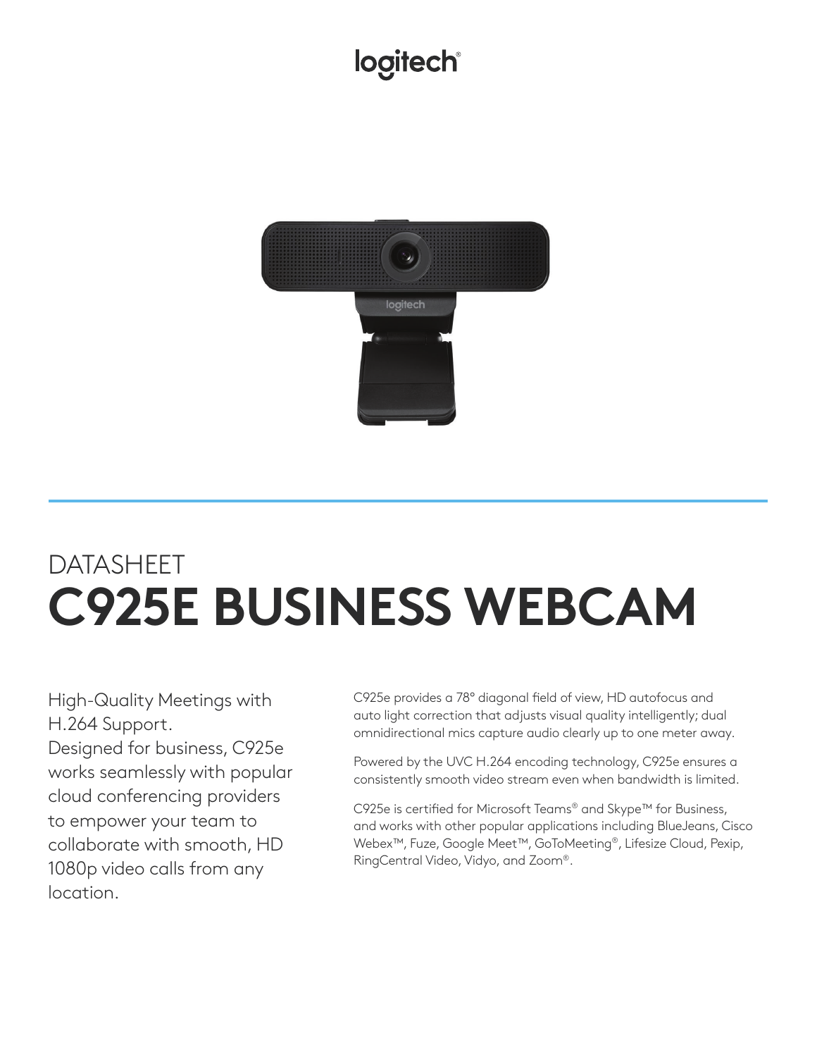logitech

DATASHEET

# C925E BUSINESS WEBCAM

High-Quality Meetings with H.264 Support.
Designed for business, C925e works seamlessly with popular cloud conferencing providers to empower your team to collaborate with smooth, HD 1080p video calls from any location.

C925e provides a 78° diagonal field of view, HD autofocus and auto light correction that adjusts visual quality intelligently; dual omnidirectional mics capture audio clearly up to one meter away.

Powered by the UVC H.264 encoding technology, C925e ensures a consistently smooth video stream even when bandwidth is limited.

C925e is certified for Microsoft Teams® and Skype™ for Business, and works with other popular applications including BlueJeans, Cisco Webex™, Fuze, Google Meet™, GoToMeeting®, Lifesize Cloud, Pexip, RingCentral Video, Vidyo, and Zoom®.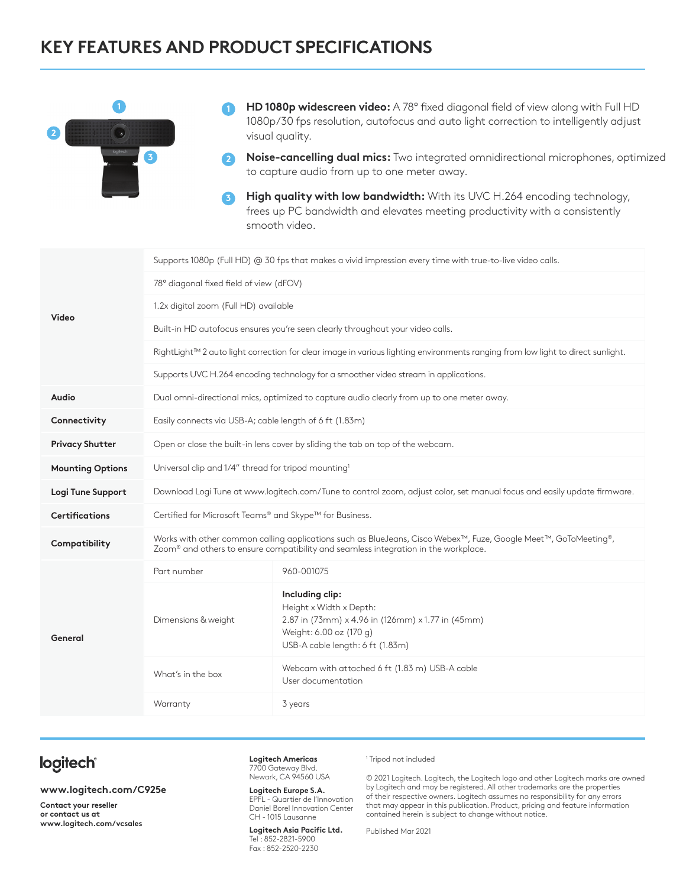# KEY FEATURES AND PRODUCT SPECIFICATIONS

1. **HD 1080p widescreen video:** A 78° fixed diagonal field of view along with Full HD 1080p/30 fps resolution, autofocus and auto light correction to intelligently adjust visual quality.
2. **Noise-cancelling dual mics:** Two integrated omnidirectional microphones, optimized to capture audio from up to one meter away.
3. **High quality with low bandwidth:** With its UVC H.264 encoding technology, frees up PC bandwidth and elevates meeting productivity with a consistently smooth video.

| | | |
|---|---|---|
| **Video** | Supports 1080p (Full HD) @ 30 fps that makes a vivid impression every time with true-to-live video calls. | |
| | 78° diagonal fixed field of view (dFOV) | |
| | 1.2x digital zoom (Full HD) available | |
| | Built-in HD autofocus ensures you're seen clearly throughout your video calls. | |
| | RightLight™ 2 auto light correction for clear image in various lighting environments ranging from low light to direct sunlight. | |
| | Supports UVC H.264 encoding technology for a smoother video stream in applications. | |
| **Audio** | Dual omni-directional mics, optimized to capture audio clearly from up to one meter away. | |
| **Connectivity** | Easily connects via USB-A; cable length of 6 ft (1.83m) | |
| **Privacy Shutter** | Open or close the built-in lens cover by sliding the tab on top of the webcam. | |
| **Mounting Options** | Universal clip and 1/4" thread for tripod mounting[1] | |
| **Logi Tune Support** | Download Logi Tune at www.logitech.com/Tune to control zoom, adjust color, set manual focus and easily update firmware. | |
| **Certifications** | Certified for Microsoft Teams® and Skype™ for Business. | |
| **Compatibility** | Works with other common calling applications such as BlueJeans, Cisco Webex™, Fuze, Google Meet™, GoToMeeting®, Zoom® and others to ensure compatibility and seamless integration in the workplace. | |
| **General** | Part number | 960-001075 |
| | Dimensions & weight | **Including clip:**<br>Height x Width x Depth:<br>2.87 in (73mm) x 4.96 in (126mm) x 1.77 in (45mm)<br>Weight: 6.00 oz (170 g)<br>USB-A cable length: 6 ft (1.83m) |
| | What's in the box | Webcam with attached 6 ft (1.83 m) USB-A cable<br>User documentation |
| | Warranty | 3 years |

logitech

**www.logitech.com/C925e**

**Contact your reseller or contact us at www.logitech.com/vcsales**

**Logitech Americas**
7700 Gateway Blvd.
Newark, CA 94560 USA

**Logitech Europe S.A.**
EPFL - Quartier de l'Innovation
Daniel Borel Innovation Center
CH - 1015 Lausanne

**Logitech Asia Pacific Ltd.**
Tel : 852-2821-5900
Fax : 852-2520-2230

[1] Tripod not included

© 2021 Logitech. Logitech, the Logitech logo and other Logitech marks are owned by Logitech and may be registered. All other trademarks are the properties of their respective owners. Logitech assumes no responsibility for any errors that may appear in this publication. Product, pricing and feature information contained herein is subject to change without notice.

Published Mar 2021